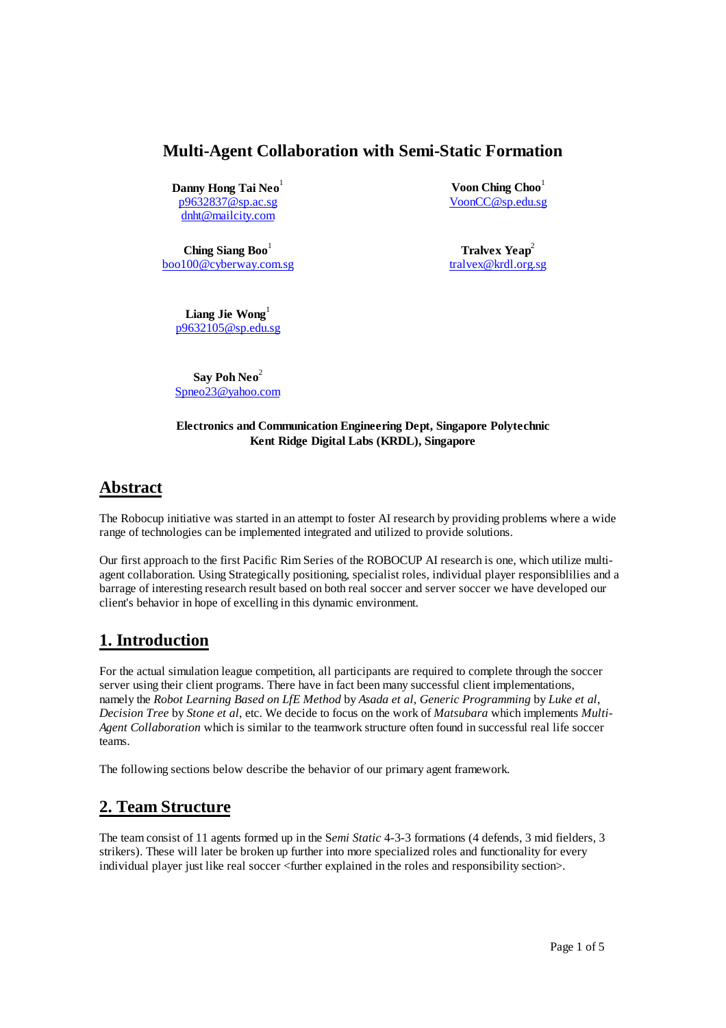# Multi-Agent Collaboration with Semi-Static Formation

**Danny Hong Tai Neo**[1]
p9632837@sp.ac.sg
dnht@mailcity.com

**Voon Ching Choo**[1]
VoonCC@sp.edu.sg

**Ching Siang Boo**[1]
boo100@cyberway.com.sg

**Tralvex Yeap**[2]
tralvex@krdl.org.sg

**Liang Jie Wong**[1]
p9632105@sp.edu.sg

**Say Poh Neo**[2]
Spneo23@yahoo.com

**Electronics and Communication Engineering Dept, Singapore Polytechnic**
**Kent Ridge Digital Labs (KRDL), Singapore**

## Abstract

The Robocup initiative was started in an attempt to foster AI research by providing problems where a wide range of technologies can be implemented integrated and utilized to provide solutions.

Our first approach to the first Pacific Rim Series of the ROBOCUP AI research is one, which utilize multi-agent collaboration. Using Strategically positioning, specialist roles, individual player responsiblilies and a barrage of interesting research result based on both real soccer and server soccer we have developed our client's behavior in hope of excelling in this dynamic environment.

## 1. Introduction

For the actual simulation league competition, all participants are required to complete through the soccer server using their client programs. There have in fact been many successful client implementations, namely the *Robot Learning Based on LfE Method* by *Asada et al*, *Generic Programming* by *Luke et al*, *Decision Tree* by *Stone et al*, etc. We decide to focus on the work of *Matsubara* which implements *Multi-Agent Collaboration* which is similar to the teamwork structure often found in successful real life soccer teams.

The following sections below describe the behavior of our primary agent framework.

## 2. Team Structure

The team consist of 11 agents formed up in the S*emi Static* 4-3-3 formations (4 defends, 3 mid fielders, 3 strikers). These will later be broken up further into more specialized roles and functionality for every individual player just like real soccer <further explained in the roles and responsibility section>.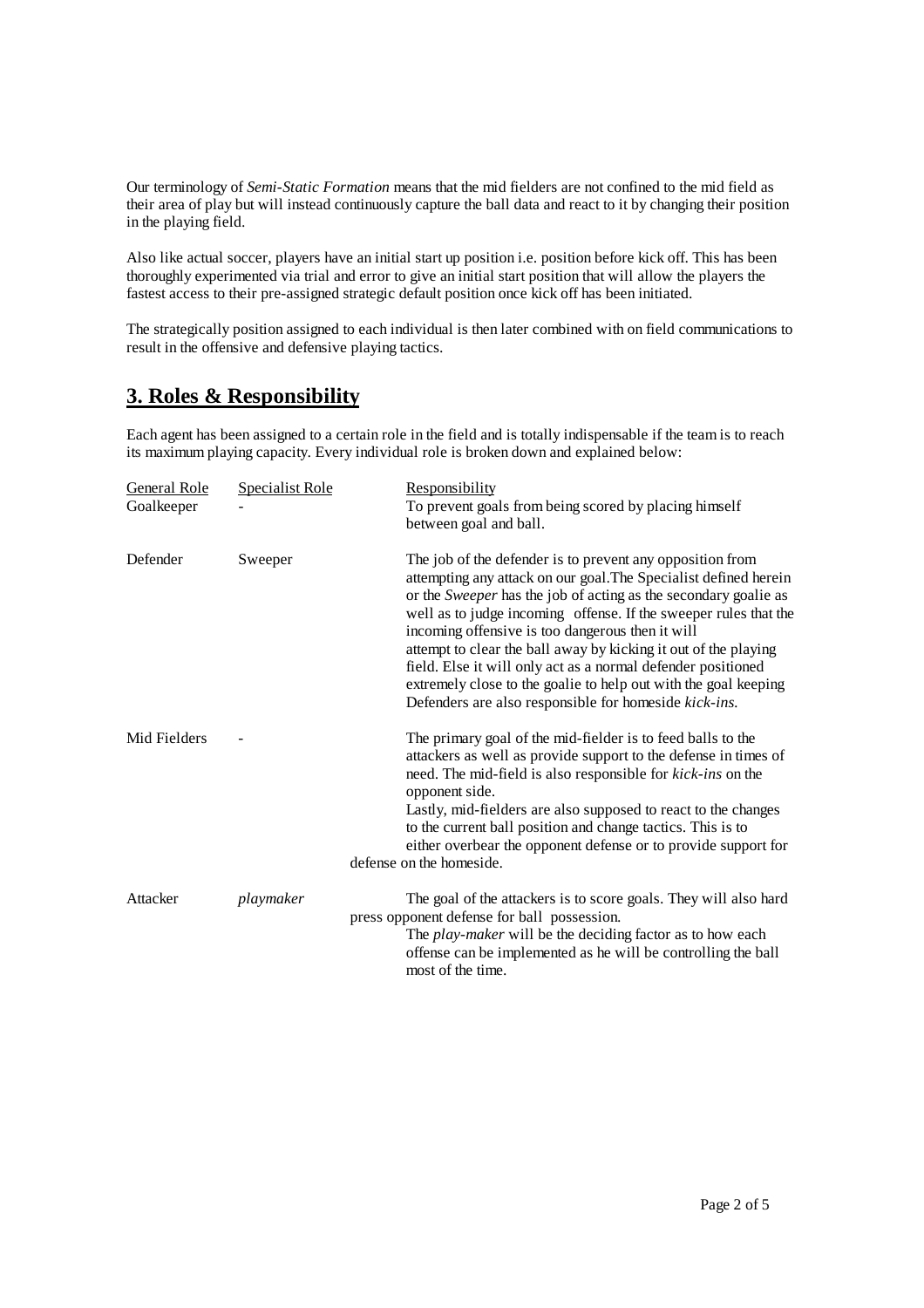Our terminology of *Semi-Static Formation* means that the mid fielders are not confined to the mid field as their area of play but will instead continuously capture the ball data and react to it by changing their position in the playing field.

Also like actual soccer, players have an initial start up position i.e. position before kick off. This has been thoroughly experimented via trial and error to give an initial start position that will allow the players the fastest access to their pre-assigned strategic default position once kick off has been initiated.

The strategically position assigned to each individual is then later combined with on field communications to result in the offensive and defensive playing tactics.

## 3. Roles & Responsibility

Each agent has been assigned to a certain role in the field and is totally indispensable if the team is to reach its maximum playing capacity. Every individual role is broken down and explained below:

| General Role | Specialist Role | Responsibility |
| --- | --- | --- |
| Goalkeeper | - | To prevent goals from being scored by placing himself between goal and ball. |
| Defender | Sweeper | The job of the defender is to prevent any opposition from attempting any attack on our goal.The Specialist defined herein or the *Sweeper* has the job of acting as the secondary goalie as well as to judge incoming offense. If the sweeper rules that the incoming offensive is too dangerous then it will attempt to clear the ball away by kicking it out of the playing field. Else it will only act as a normal defender positioned extremely close to the goalie to help out with the goal keeping Defenders are also responsible for homeside *kick-ins.* |
| Mid Fielders | - | The primary goal of the mid-fielder is to feed balls to the attackers as well as provide support to the defense in times of need. The mid-field is also responsible for *kick-ins* on the opponent side. Lastly, mid-fielders are also supposed to react to the changes to the current ball position and change tactics. This is to either overbear the opponent defense or to provide support for defense on the homeside. |
| Attacker | *playmaker* | The goal of the attackers is to score goals. They will also hard press opponent defense for ball possession. The *play-maker* will be the deciding factor as to how each offense can be implemented as he will be controlling the ball most of the time. |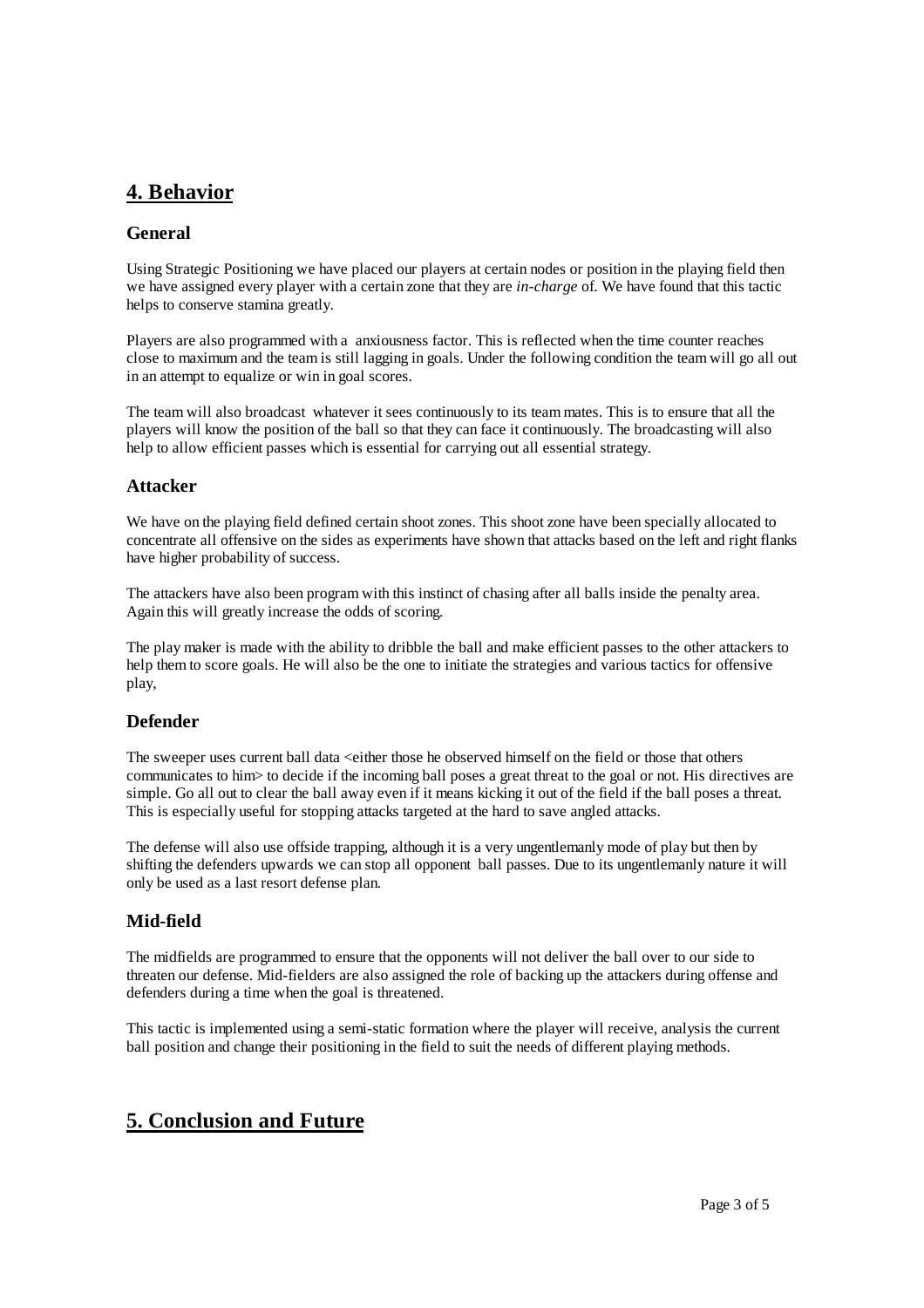## 4. Behavior

### General

Using Strategic Positioning we have placed our players at certain nodes or position in the playing field then we have assigned every player with a certain zone that they are *in-charge* of. We have found that this tactic helps to conserve stamina greatly.

Players are also programmed with a anxiousness factor. This is reflected when the time counter reaches close to maximum and the team is still lagging in goals. Under the following condition the team will go all out in an attempt to equalize or win in goal scores.

The team will also broadcast whatever it sees continuously to its team mates. This is to ensure that all the players will know the position of the ball so that they can face it continuously. The broadcasting will also help to allow efficient passes which is essential for carrying out all essential strategy.

### Attacker

We have on the playing field defined certain shoot zones. This shoot zone have been specially allocated to concentrate all offensive on the sides as experiments have shown that attacks based on the left and right flanks have higher probability of success.

The attackers have also been program with this instinct of chasing after all balls inside the penalty area. Again this will greatly increase the odds of scoring.

The play maker is made with the ability to dribble the ball and make efficient passes to the other attackers to help them to score goals. He will also be the one to initiate the strategies and various tactics for offensive play,

### Defender

The sweeper uses current ball data <either those he observed himself on the field or those that others communicates to him> to decide if the incoming ball poses a great threat to the goal or not. His directives are simple. Go all out to clear the ball away even if it means kicking it out of the field if the ball poses a threat. This is especially useful for stopping attacks targeted at the hard to save angled attacks.

The defense will also use offside trapping, although it is a very ungentlemanly mode of play but then by shifting the defenders upwards we can stop all opponent ball passes. Due to its ungentlemanly nature it will only be used as a last resort defense plan.

### Mid-field

The midfields are programmed to ensure that the opponents will not deliver the ball over to our side to threaten our defense. Mid-fielders are also assigned the role of backing up the attackers during offense and defenders during a time when the goal is threatened.

This tactic is implemented using a semi-static formation where the player will receive, analysis the current ball position and change their positioning in the field to suit the needs of different playing methods.

## 5. Conclusion and Future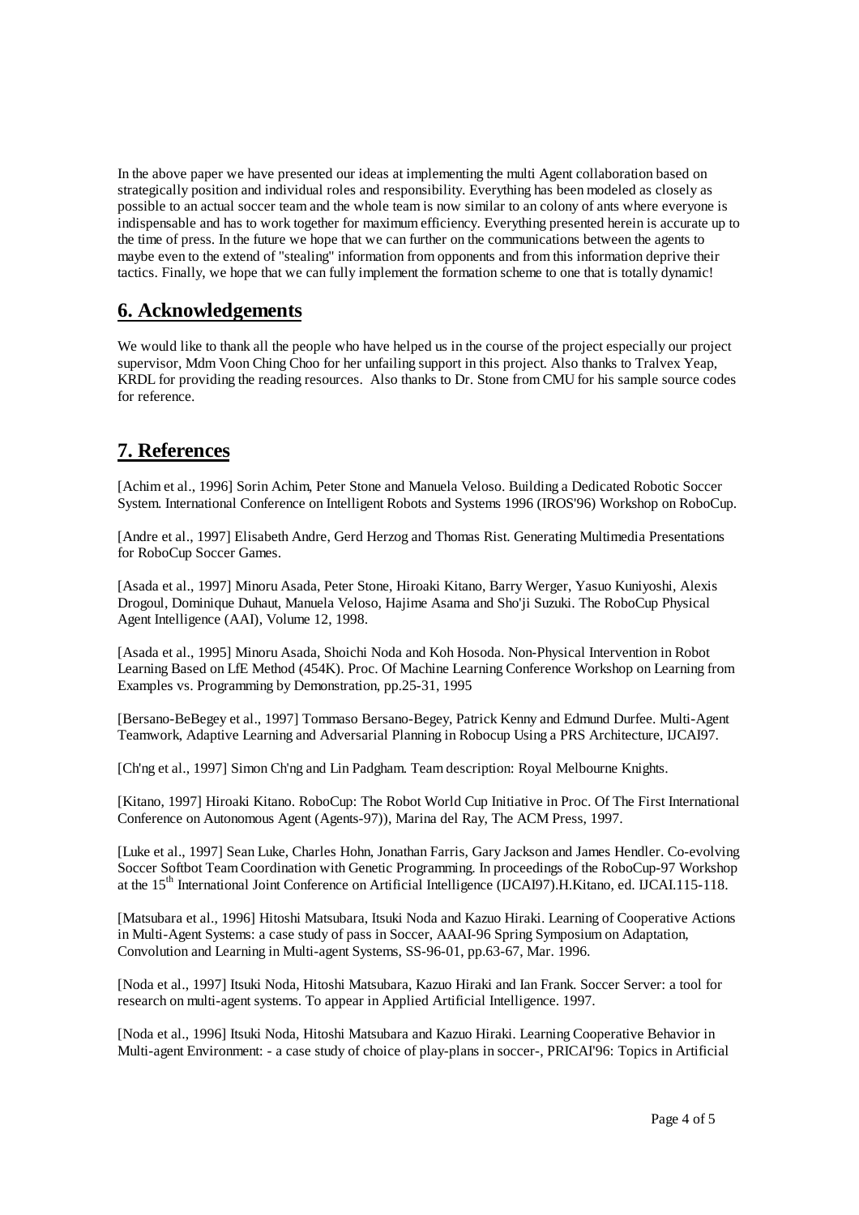In the above paper we have presented our ideas at implementing the multi Agent collaboration based on strategically position and individual roles and responsibility. Everything has been modeled as closely as possible to an actual soccer team and the whole team is now similar to an colony of ants where everyone is indispensable and has to work together for maximum efficiency. Everything presented herein is accurate up to the time of press. In the future we hope that we can further on the communications between the agents to maybe even to the extend of "stealing" information from opponents and from this information deprive their tactics. Finally, we hope that we can fully implement the formation scheme to one that is totally dynamic!

## 6. Acknowledgements

We would like to thank all the people who have helped us in the course of the project especially our project supervisor, Mdm Voon Ching Choo for her unfailing support in this project. Also thanks to Tralvex Yeap, KRDL for providing the reading resources. Also thanks to Dr. Stone from CMU for his sample source codes for reference.

## 7. References

[Achim et al., 1996] Sorin Achim, Peter Stone and Manuela Veloso. Building a Dedicated Robotic Soccer System. International Conference on Intelligent Robots and Systems 1996 (IROS'96) Workshop on RoboCup.

[Andre et al., 1997] Elisabeth Andre, Gerd Herzog and Thomas Rist. Generating Multimedia Presentations for RoboCup Soccer Games.

[Asada et al., 1997] Minoru Asada, Peter Stone, Hiroaki Kitano, Barry Werger, Yasuo Kuniyoshi, Alexis Drogoul, Dominique Duhaut, Manuela Veloso, Hajime Asama and Sho'ji Suzuki. The RoboCup Physical Agent Intelligence (AAI), Volume 12, 1998.

[Asada et al., 1995] Minoru Asada, Shoichi Noda and Koh Hosoda. Non-Physical Intervention in Robot Learning Based on LfE Method (454K). Proc. Of Machine Learning Conference Workshop on Learning from Examples vs. Programming by Demonstration, pp.25-31, 1995

[Bersano-BeBegey et al., 1997] Tommaso Bersano-Begey, Patrick Kenny and Edmund Durfee. Multi-Agent Teamwork, Adaptive Learning and Adversarial Planning in Robocup Using a PRS Architecture, IJCAI97.

[Ch'ng et al., 1997] Simon Ch'ng and Lin Padgham. Team description: Royal Melbourne Knights.

[Kitano, 1997] Hiroaki Kitano. RoboCup: The Robot World Cup Initiative in Proc. Of The First International Conference on Autonomous Agent (Agents-97)), Marina del Ray, The ACM Press, 1997.

[Luke et al., 1997] Sean Luke, Charles Hohn, Jonathan Farris, Gary Jackson and James Hendler. Co-evolving Soccer Softbot Team Coordination with Genetic Programming. In proceedings of the RoboCup-97 Workshop at the 15th International Joint Conference on Artificial Intelligence (IJCAI97).H.Kitano, ed. IJCAI.115-118.

[Matsubara et al., 1996] Hitoshi Matsubara, Itsuki Noda and Kazuo Hiraki. Learning of Cooperative Actions in Multi-Agent Systems: a case study of pass in Soccer, AAAI-96 Spring Symposium on Adaptation, Convolution and Learning in Multi-agent Systems, SS-96-01, pp.63-67, Mar. 1996.

[Noda et al., 1997] Itsuki Noda, Hitoshi Matsubara, Kazuo Hiraki and Ian Frank. Soccer Server: a tool for research on multi-agent systems. To appear in Applied Artificial Intelligence. 1997.

[Noda et al., 1996] Itsuki Noda, Hitoshi Matsubara and Kazuo Hiraki. Learning Cooperative Behavior in Multi-agent Environment: - a case study of choice of play-plans in soccer-, PRICAI'96: Topics in Artificial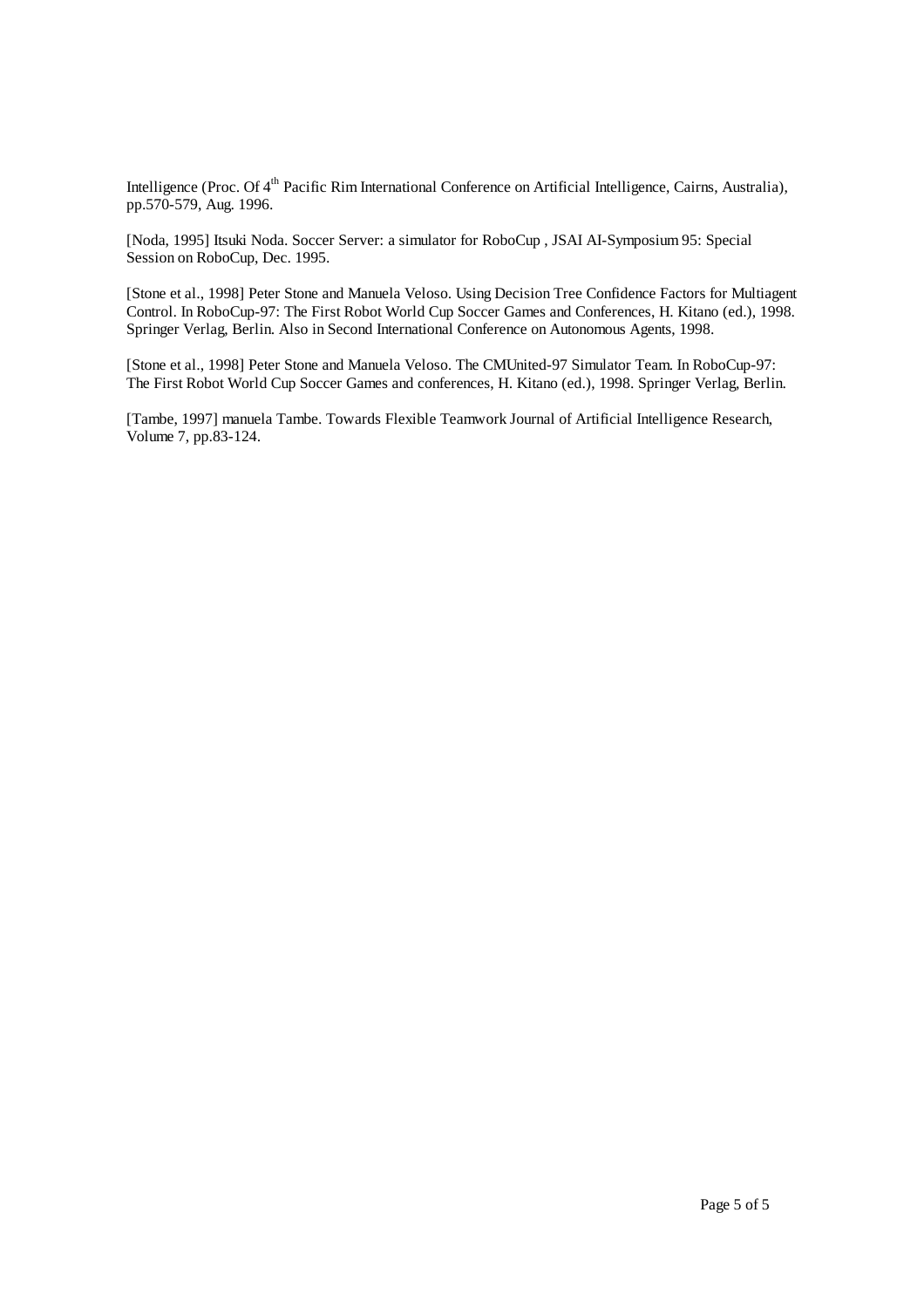Intelligence (Proc. Of 4th Pacific Rim International Conference on Artificial Intelligence, Cairns, Australia), pp.570-579, Aug. 1996.

[Noda, 1995] Itsuki Noda. Soccer Server: a simulator for RoboCup , JSAI AI-Symposium 95: Special Session on RoboCup, Dec. 1995.

[Stone et al., 1998] Peter Stone and Manuela Veloso. Using Decision Tree Confidence Factors for Multiagent Control. In RoboCup-97: The First Robot World Cup Soccer Games and Conferences, H. Kitano (ed.), 1998. Springer Verlag, Berlin. Also in Second International Conference on Autonomous Agents, 1998.

[Stone et al., 1998] Peter Stone and Manuela Veloso. The CMUnited-97 Simulator Team. In RoboCup-97: The First Robot World Cup Soccer Games and conferences, H. Kitano (ed.), 1998. Springer Verlag, Berlin.

[Tambe, 1997] manuela Tambe. Towards Flexible Teamwork Journal of Artificial Intelligence Research, Volume 7, pp.83-124.